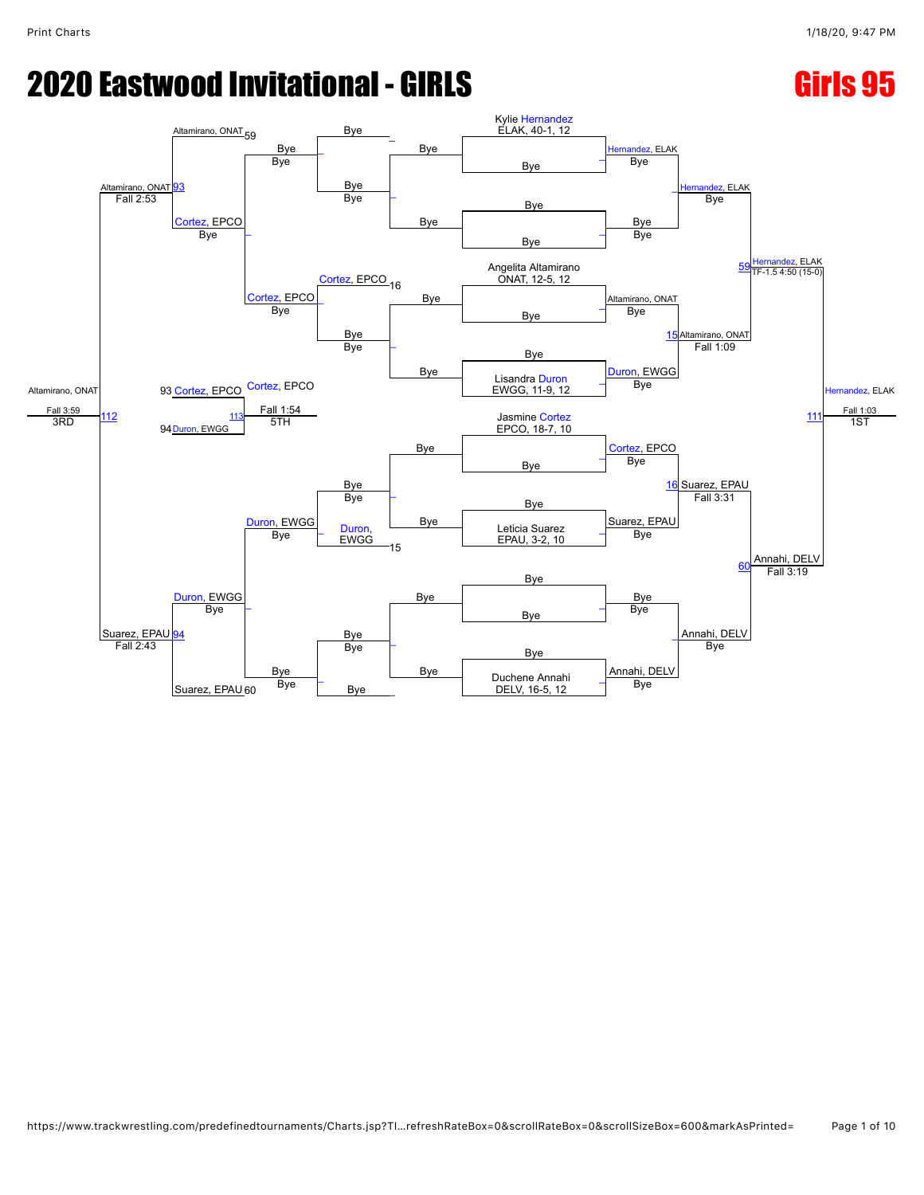# 2020 Eastwood Invitational - GIRLS

## Girls 95

### Championship Bracket

**Seeds / Entrants:**

- Kylie Hernandez, ELAK, 40-1, 12
- Angelita Altamirano, ONAT, 12-5, 12
- Lisandra Duron, EWGG, 11-9, 12
- Jasmine Cortez, EPCO, 18-7, 10
- Leticia Suarez, EPAU, 3-2, 10
- Duchene Annahi, DELV, 16-5, 12

**Round 1:**

- Kylie Hernandez (ELAK) — Bye → Hernandez, ELAK
- Bye vs Bye
- Angelita Altamirano (ONAT) — Bye → Altamirano, ONAT
- Lisandra Duron (EWGG) — Bye → Duron, EWGG
- Jasmine Cortez (EPCO) — Bye → Cortez, EPCO
- Leticia Suarez (EPAU) — Bye → Suarez, EPAU
- Bye vs Bye
- Duchene Annahi (DELV) — Bye → Annahi, DELV

**Quarterfinals:**

- Hernandez, ELAK — Bye → Hernandez, ELAK
- Match 15: Altamirano, ONAT over Duron, EWGG — Fall 1:09
- Match 16: Suarez, EPAU over Cortez, EPCO — Fall 3:31
- Annahi, DELV — Bye → Annahi, DELV

**Semifinals:**

- Match 59: Hernandez, ELAK over Altamirano, ONAT — TF-1.5 4:50 (15-0)
- Match 60: Annahi, DELV over Suarez, EPAU — Fall 3:19

**Final (1ST):**

- Match 111: Hernandez, ELAK over Annahi, DELV — Fall 1:03

### Consolation Bracket

**Consolation Round 1:**

- Bye vs Bye
- Cortez, EPCO (16) — Bye → Cortez, EPCO
- Duron, EWGG (15) — Bye → Duron, EWGG
- Bye vs Bye

**Consolation Round 2:**

- Cortez, EPCO — Bye → Cortez, EPCO
- Duron, EWGG — Bye → Duron, EWGG

**Consolation Semifinals:**

- Match 93: Altamirano, ONAT (59) over Cortez, EPCO — Fall 2:53
- Match 94: Suarez, EPAU (60) over Duron, EWGG — Fall 2:43

**3rd Place:**

- Match 112: Altamirano, ONAT over Suarez, EPAU — Fall 3:59 — 3RD

**5th Place:**

- Match 113: Cortez, EPCO (93) over Duron, EWGG (94) — Fall 1:54 — 5TH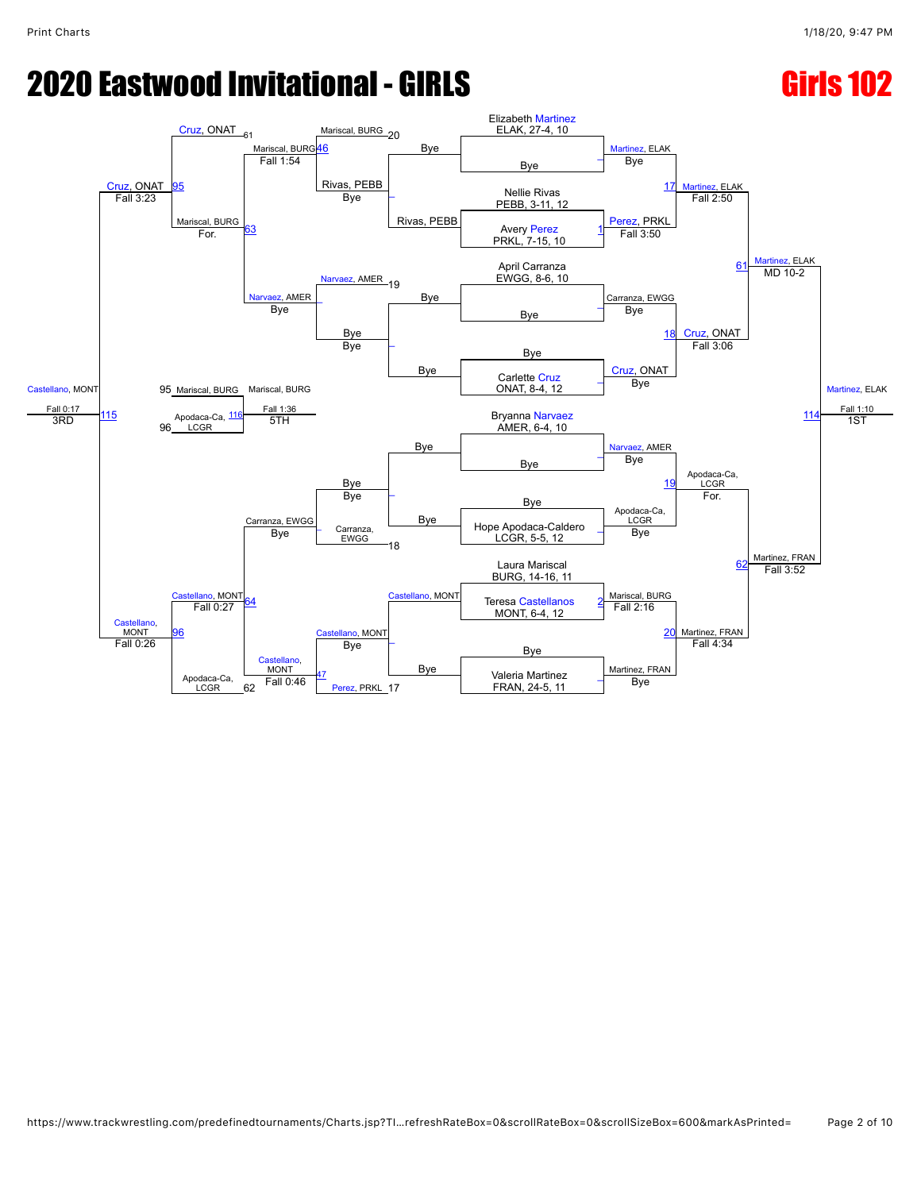# 2020 Eastwood Invitational - GIRLS

## Girls 102

### Championship Bracket

**Round 1**

| Wrestler | Opponent | Result |
| --- | --- | --- |
| Elizabeth Martinez, ELAK, 27-4, 10 | Bye | Martinez, ELAK — Bye |
| Nellie Rivas, PEBB, 3-11, 12 | Avery Perez, PRKL, 7-15, 10 | Perez, PRKL — Fall 3:50 (1) |
| April Carranza, EWGG, 8-6, 10 | Bye | Carranza, EWGG — Bye |
| Bye | Carlette Cruz, ONAT, 8-4, 12 | Cruz, ONAT — Bye |
| Bryanna Narvaez, AMER, 6-4, 10 | Bye | Narvaez, AMER — Bye |
| Bye | Hope Apodaca-Caldero, LCGR, 5-5, 12 | Apodaca-Ca, LCGR — Bye |
| Laura Mariscal, BURG, 14-16, 11 | Teresa Castellanos, MONT, 6-4, 12 | Mariscal, BURG — Fall 2:16 (2) |
| Bye | Valeria Martinez, FRAN, 24-5, 11 | Martinez, FRAN — Bye |

**Quarterfinals**

- Match 17: Martinez, ELAK def. Perez, PRKL — Fall 2:50
- Match 18: Cruz, ONAT def. Carranza, EWGG — Fall 3:06
- Match 19: Apodaca-Ca, LCGR def. Narvaez, AMER — For.
- Match 20: Martinez, FRAN def. Mariscal, BURG — Fall 4:34

**Semifinals**

- Match 61: Martinez, ELAK def. Cruz, ONAT — MD 10-2
- Match 62: Martinez, FRAN def. Apodaca-Ca, LCGR — Fall 3:52

**Final**

- Match 114: Martinez, ELAK def. Martinez, FRAN — Fall 1:10 — **1ST**

### Consolation Bracket

**Consolation Round 1**

- Mariscal, BURG (20) vs. Rivas, PEBB: Rivas, PEBB — Bye; Rivas, PEBB advances; Mariscal, BURG — Bye
- Narvaez, AMER (19) vs. Bye: Narvaez, AMER — Bye
- Carranza, EWGG (18) vs. Bye: Carranza, EWGG — Bye
- Castellano, MONT vs. Bye: Castellano, MONT — Bye
- Perez, PRKL (17)

**Consolation Round 2**

- Match 46: Mariscal, BURG def. Rivas, PEBB — Fall 1:54
- Narvaez, AMER — Bye
- Carranza, EWGG — Bye
- Match 47: Castellano, MONT def. Perez, PRKL — Fall 0:46

**Consolation Round 3**

- Match 63: Mariscal, BURG def. Narvaez, AMER — For.
- Match 64: Castellano, MONT def. Carranza, EWGG — Fall 0:27

**Consolation Semifinals**

- Match 95: Cruz, ONAT (61) vs. Mariscal, BURG — Cruz, ONAT — Fall 3:23
- Match 96: Castellano, MONT vs. Apodaca-Ca, LCGR (62) — Castellano, MONT — Fall 0:26

**3rd Place**

- Match 115: Castellano, MONT def. Cruz, ONAT — Fall 0:17 — **3RD**

**5th Place**

- Match 116: Mariscal, BURG (95) def. Apodaca-Ca, LCGR (96) — Fall 1:36 — **5TH**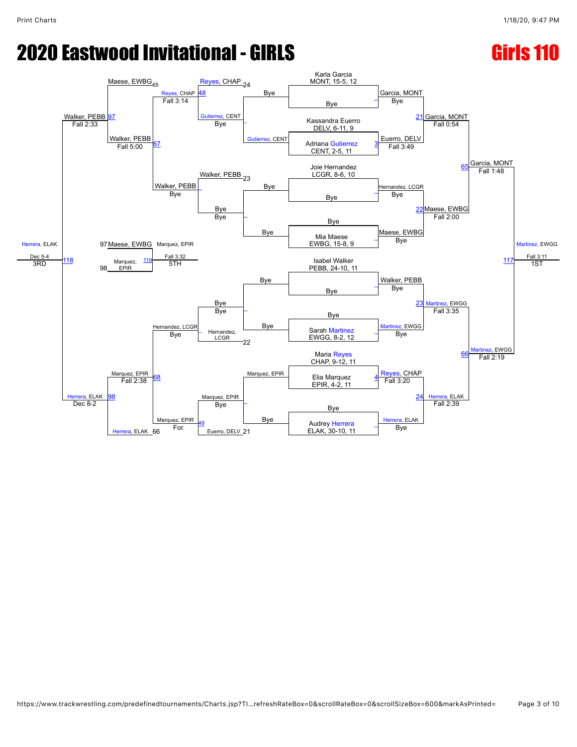# 2020 Eastwood Invitational - GIRLS

## Girls 110

### Championship Bracket

**Seeds / First Round**

- Karla Garcia, MONT, 15-5, 12 — Bye → Garcia, MONT (Bye)
- Kassandra Euerro, DELV, 6-11, 9 vs. Adriana Gutierrez, CENT, 2-5, 11 — Match 3: Euerro, DELV, Fall 3:49
- Joie Hernandez, LCGR, 8-6, 10 — Bye → Hernandez, LCGR (Bye)
- Mia Maese, EWBG, 15-8, 9 — Bye → Maese, EWBG (Bye)
- Isabel Walker, PEBB, 24-10, 11 — Bye → Walker, PEBB (Bye)
- Sarah Martinez, EWGG, 8-2, 12 — Bye → Martinez, EWGG (Bye)
- Maria Reyes, CHAP, 9-12, 11 vs. Elia Marquez, EPIR, 4-2, 11 — Match 4: Reyes, CHAP, Fall 3:20
- Audrey Herrera, ELAK, 30-10, 11 — Bye → Herrera, ELAK (Bye)

**Quarterfinals**

- Match 21: Garcia, MONT, Fall 0:54
- Match 22: Maese, EWBG, Fall 2:00
- Match 23: Martinez, EWGG, Fall 3:35
- Match 24: Herrera, ELAK, Fall 2:39

**Semifinals**

- Match 65: Garcia, MONT, Fall 1:48
- Match 66: Martinez, EWGG, Fall 2:19

**Final (1ST)**

- Match 117: Martinez, EWGG, Fall 3:11

### Consolation Bracket

**Consolation Round 1**

- Reyes, CHAP (Match 24 loser) vs. Bye → Reyes, CHAP
- Gutierrez, CENT vs. Bye → Gutierrez, CENT
- Walker, PEBB (Match 23 loser) vs. Bye → Walker, PEBB
- Bye vs. Bye
- Bye vs. Bye
- Hernandez, LCGR (Match 22 loser) vs. Bye → Hernandez, LCGR
- Marquez, EPIR vs. Bye → Marquez, EPIR
- Euerro, DELV (Match 21 loser) vs. Bye → Marquez, EPIR

**Consolation Round 2**

- Match 48: Reyes, CHAP, Fall 3:14
- Walker, PEBB, Bye
- Hernandez, LCGR, Bye
- Match 49: Marquez, EPIR, For.

**Consolation Round 3**

- Maese, EWBG (Match 65 loser) vs. Reyes, CHAP — Match 67: Walker, PEBB, Fall 5:00 (Walker, PEBB vs. Reyes, CHAP)
- Herrera, ELAK (Match 66 loser) vs. Marquez, EPIR — Match 68: Marquez, EPIR, Fall 2:38 (Hernandez, LCGR vs. Marquez, EPIR)

**Consolation Semifinals**

- Match 97: Walker, PEBB, Fall 2:33 (Maese, EWBG vs. Walker, PEBB)
- Match 98: Herrera, ELAK, Dec 8-2 (Herrera, ELAK vs. Marquez, EPIR)

**3RD Place**

- Match 118: Herrera, ELAK, Dec 5-4

**5TH Place**

- Match 119: Marquez, EPIR, Fall 3:32 (97 Maese, EWBG vs. 98 Marquez, EPIR)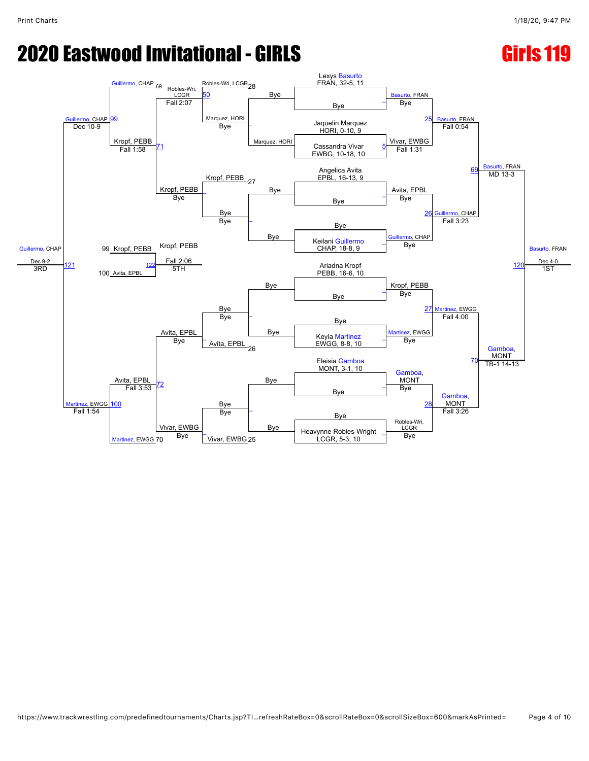# 2020 Eastwood Invitational - GIRLS

## Girls 119

### Championship Bracket

**Seeds / Entrants:**
- Lexys Basurto, FRAN, 32-5, 11 — Bye
- Jaquelin Marquez, HORI, 0-10, 9 vs. Cassandra Vivar, EWBG, 10-18, 10
- Angelica Avita, EPBL, 16-13, 9 — Bye
- Keilani Guillermo, CHAP, 18-8, 9 — Bye
- Ariadna Kropf, PEBB, 16-6, 10 — Bye
- Keyla Martinez, EWGG, 8-8, 10 — Bye
- Eleisia Gamboa, MONT, 3-1, 10 — Bye
- Heavynne Robles-Wright, LCGR, 5-3, 10 — Bye

**First Round:**
- Basurto, FRAN — Bye
- Match 5: Vivar, EWBG over Marquez, HORI — Fall 1:31
- Avita, EPBL — Bye
- Guillermo, CHAP — Bye
- Kropf, PEBB — Bye
- Martinez, EWGG — Bye
- Gamboa, MONT — Bye
- Robles-Wri, LCGR — Bye

**Quarterfinals:**
- Match 25: Basurto, FRAN over Vivar, EWBG — Fall 0:54
- Match 26: Guillermo, CHAP over Avita, EPBL — Fall 3:23
- Match 27: Martinez, EWGG over Kropf, PEBB — Fall 4:00
- Match 28: Gamboa, MONT over Robles-Wri, LCGR — Fall 3:26

**Semifinals:**
- Match 69: Basurto, FRAN over Guillermo, CHAP — MD 13-3
- Match 70: Gamboa, MONT over Martinez, EWGG — TB-1 14-13

**Final (Match 120):**
- Basurto, FRAN over Gamboa, MONT — Dec 4-0 — **1ST**

### Consolation Bracket

**First Consolation Round:**
- Match 28 loser: Robles-Wri, LCGR vs. Marquez, HORI (Bye) — Match 50: Robles-Wri, LCGR
- Kropf, PEBB (27) vs. Bye — Kropf, PEBB
- Bye vs. Avita, EPBL (26) — Avita, EPBL
- Bye vs. Vivar, EWBG (25) — Vivar, EWBG

**Second Consolation Round:**
- Match 71: Kropf, PEBB over Robles-Wri, LCGR — Fall 2:07
- Match 72: Avita, EPBL over Vivar, EWBG — Bye

**Consolation Quarterfinals:**
- Match 99: Guillermo, CHAP (69) over Kropf, PEBB — Fall 1:58
- Match 100: Martinez, EWGG (70) over Avita, EPBL — Fall 3:53

**Consolation Semifinal / 3rd Place (Match 121):**
- Guillermo, CHAP over Martinez, EWGG — Dec 10-9 / Fall 1:54
- Guillermo, CHAP — Dec 9-2 — **3RD**

**5th Place (Match 122):**
- Kropf, PEBB (99) over Avita, EPBL (100) — Fall 2:06 — **5TH**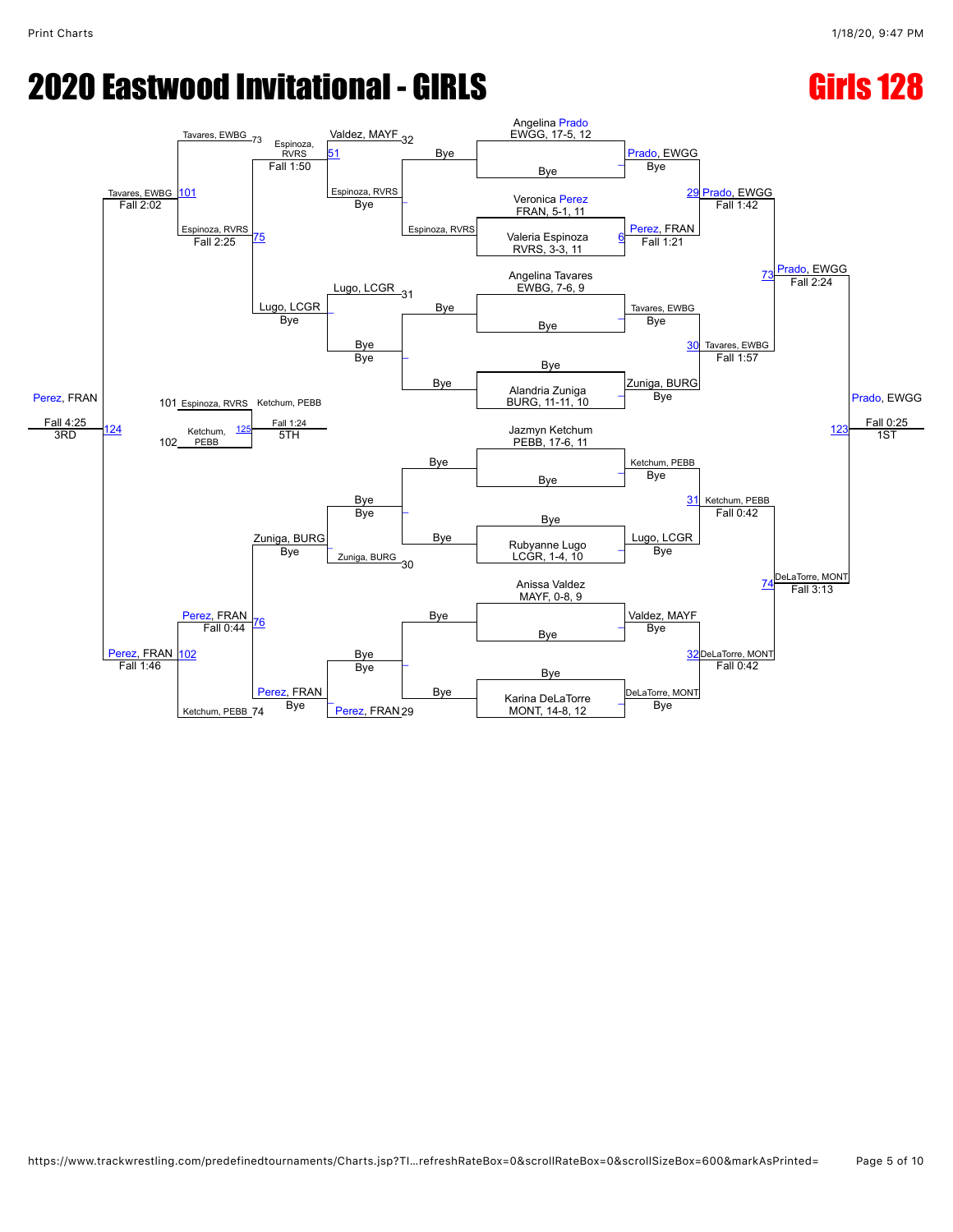# 2020 Eastwood Invitational - GIRLS

## Girls 128

### Championship Bracket

**Seeds / First Round**

- Angelina Prado, EWGG, 17-5, 12 — Bye
- Veronica Perez, FRAN, 5-1, 11 vs. Valeria Espinoza, RVRS, 3-3, 11
- Angelina Tavares, EWBG, 7-6, 9 — Bye
- Alandria Zuniga, BURG, 11-11, 10 — Bye
- Jazmyn Ketchum, PEBB, 17-6, 11 — Bye
- Rubyanne Lugo, LCGR, 1-4, 10 — Bye
- Anissa Valdez, MAYF, 0-8, 9 — Bye
- Karina DeLaTorre, MONT, 14-8, 12 — Bye

**Round 1 Results**

- Prado, EWGG — Bye
- 6 Perez, FRAN — Fall 1:21
- Tavares, EWBG — Bye
- Zuniga, BURG — Bye
- Ketchum, PEBB — Bye
- Lugo, LCGR — Bye
- Valdez, MAYF — Bye
- DeLaTorre, MONT — Bye

**Quarterfinals**

- 29 Prado, EWGG — Fall 1:42
- 30 Tavares, EWBG — Fall 1:57
- 31 Ketchum, PEBB — Fall 0:42
- 32 DeLaTorre, MONT — Fall 0:42

**Semifinals**

- 73 Prado, EWGG — Fall 2:24
- 74 DeLaTorre, MONT — Fall 3:13

**Final**

- 123 Prado, EWGG — Fall 0:25 — 1ST

### Consolation Bracket

**Consolation Round 1**

- Espinoza, RVRS — Bye
- Bye — Bye
- Bye — Bye
- Bye — Bye

**Consolation Round 2**

- Valdez, MAYF 32 vs. Espinoza, RVRS — 51 Espinoza, RVRS — Fall 1:50
- Lugo, LCGR 31 — Lugo, LCGR — Bye
- Zuniga, BURG 30 — Zuniga, BURG — Bye
- Perez, FRAN 29 — Perez, FRAN — Bye

**Consolation Quarterfinals**

- Tavares, EWBG 73 vs. Espinoza, RVRS — 75 Espinoza, RVRS — Fall 2:25
- Perez, FRAN vs. Ketchum, PEBB 74 — 76 Perez, FRAN — Fall 0:44

**Consolation Semifinals**

- 101 Tavares, EWBG — Fall 2:02
- 102 Perez, FRAN — Fall 1:46

**3rd Place**

- 124 Perez, FRAN — Fall 4:25 — 3RD

**5th Place**

- 101 Espinoza, RVRS vs. 102 Ketchum, PEBB — 125 Ketchum, PEBB — Fall 1:24 — 5TH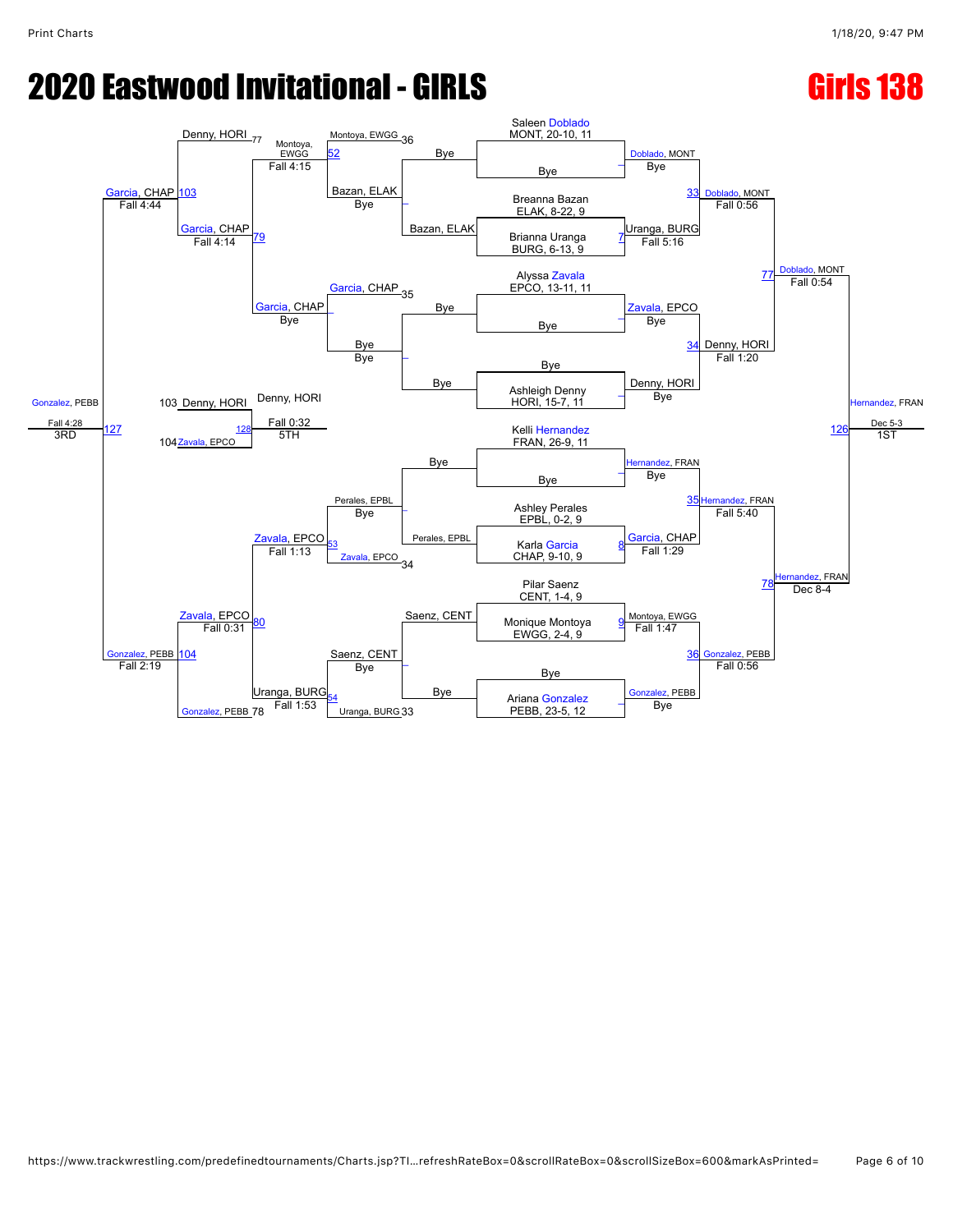# 2020 Eastwood Invitational - GIRLS

## Girls 138

### Championship Bracket

**Seeds / Entrants:**
- Saleen Doblado, MONT, 20-10, 11
- Bye
- Breanna Bazan, ELAK, 8-22, 9
- Brianna Uranga, BURG, 6-13, 9
- Alyssa Zavala, EPCO, 13-11, 11
- Bye
- Bye
- Ashleigh Denny, HORI, 15-7, 11
- Kelli Hernandez, FRAN, 26-9, 11
- Bye
- Ashley Perales, EPBL, 0-2, 9
- Karla Garcia, CHAP, 9-10, 9
- Pilar Saenz, CENT, 1-4, 9
- Monique Montoya, EWGG, 2-4, 9
- Bye
- Ariana Gonzalez, PEBB, 23-5, 12

**First Round:**
- Doblado, MONT — Bye
- 7: Uranga, BURG — Fall 5:16
- Zavala, EPCO — Bye
- Denny, HORI — Bye
- Hernandez, FRAN — Bye
- 8: Garcia, CHAP — Fall 1:29
- 9: Montoya, EWGG — Fall 1:47
- Gonzalez, PEBB — Bye

**Quarterfinals:**
- 33: Doblado, MONT — Fall 0:56
- 34: Denny, HORI — Fall 1:20
- 35: Hernandez, FRAN — Fall 5:40
- 36: Gonzalez, PEBB — Fall 0:56

**Semifinals:**
- 77: Doblado, MONT — Fall 0:54
- 78: Hernandez, FRAN — Dec 8-4

**Final (1ST):**
- 126: Hernandez, FRAN — Dec 5-3

### Consolation Bracket

**First Consolation Round:**
- Bye vs Bazan, ELAK → Bazan, ELAK — Bye
- Bye vs Bye → Bye
- Bye vs Perales, EPBL → Perales, EPBL — Bye
- Saenz, CENT vs Bye → Saenz, CENT — Bye

**Second Consolation Round:**
- 52: Montoya, EWGG (36) vs Bazan, ELAK → Montoya, EWGG — Fall 4:15
- Garcia, CHAP (35) vs Bye → Garcia, CHAP — Bye
- 53: Perales, EPBL vs Zavala, EPCO (34) → Zavala, EPCO — Fall 1:13
- 54: Saenz, CENT vs Uranga, BURG (33) → Uranga, BURG — Fall 1:53

**Consolation Quarterfinals:**
- 79: Montoya, EWGG vs Garcia, CHAP → Garcia, CHAP — Fall 4:14
- 80: Zavala, EPCO vs Uranga, BURG → Zavala, EPCO — Fall 0:31

**Consolation Semifinals:**
- 103: Denny, HORI (77) vs Garcia, CHAP → Garcia, CHAP — Fall 4:44
- 104: Zavala, EPCO vs Gonzalez, PEBB (78) → Gonzalez, PEBB — Fall 2:19

**3rd Place:**
- 127: Gonzalez, PEBB — Fall 4:28 (3RD)

**5th Place:**
- 128: 103 Denny, HORI vs 104 Zavala, EPCO → Denny, HORI — Fall 0:32 (5TH)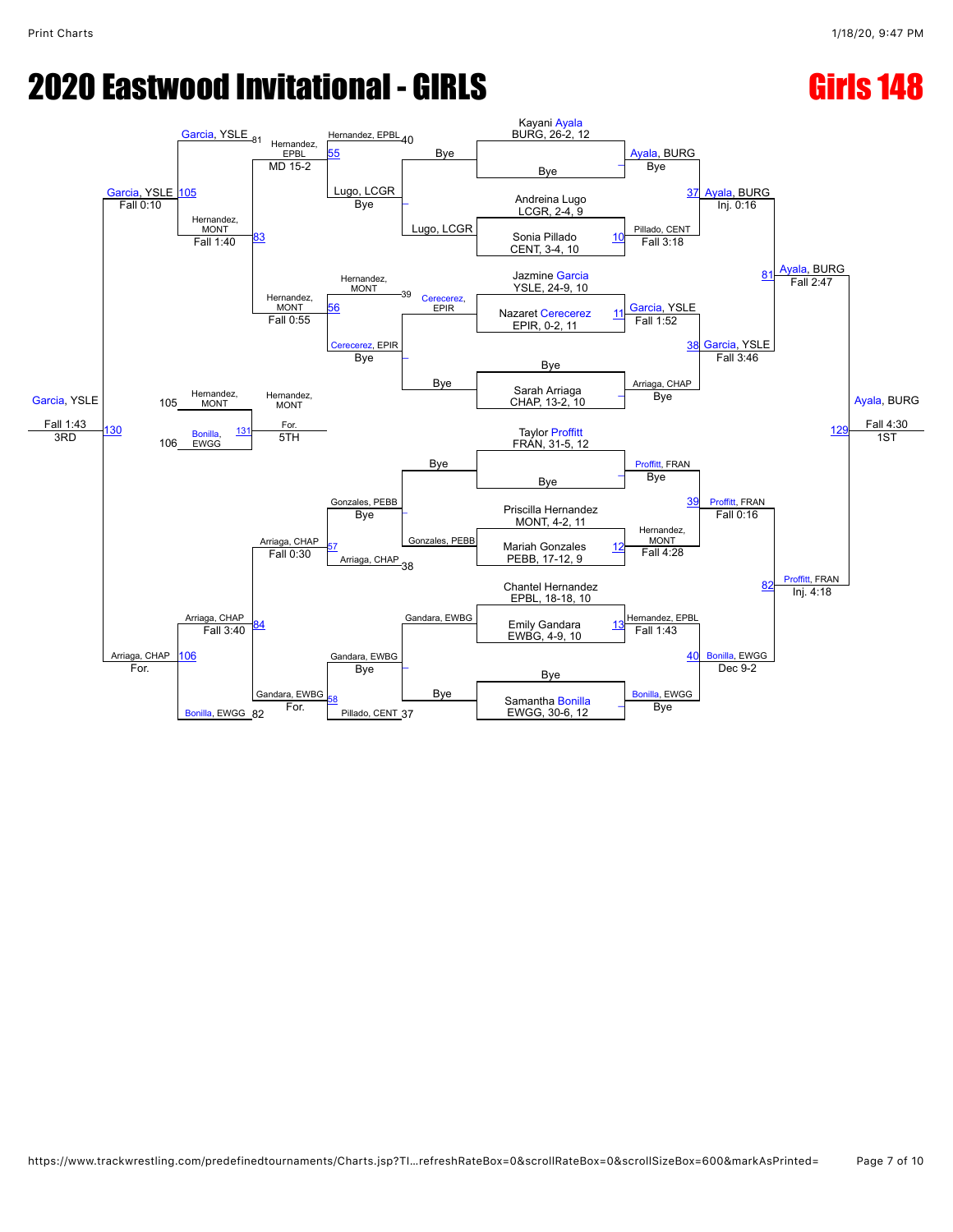# 2020 Eastwood Invitational - GIRLS

# Girls 148

## Championship Bracket

| Bout | Wrestler | Wrestler | Winner | Result |
| --- | --- | --- | --- | --- |
| – | Kayani Ayala, BURG, 26-2, 12 | Bye | Ayala, BURG | Bye |
| 10 | Andreina Lugo, LCGR, 2-4, 9 | Sonia Pillado, CENT, 3-4, 10 | Pillado, CENT | Fall 3:18 |
| 11 | Jazmine Garcia, YSLE, 24-9, 10 | Nazaret Cerecerez, EPIR, 0-2, 11 | Garcia, YSLE | Fall 1:52 |
| – | Bye | Sarah Arriaga, CHAP, 13-2, 10 | Arriaga, CHAP | Bye |
| – | Taylor Proffitt, FRAN, 31-5, 12 | Bye | Proffitt, FRAN | Bye |
| 12 | Priscilla Hernandez, MONT, 4-2, 11 | Mariah Gonzales, PEBB, 17-12, 9 | Hernandez, MONT | Fall 4:28 |
| 13 | Chantel Hernandez, EPBL, 18-18, 10 | Emily Gandara, EWBG, 4-9, 10 | Hernandez, EPBL | Fall 1:43 |
| – | Bye | Samantha Bonilla, EWGG, 30-6, 12 | Bonilla, EWGG | Bye |
| 37 | Ayala, BURG | Pillado, CENT | Ayala, BURG | Inj. 0:16 |
| 38 | Garcia, YSLE | Arriaga, CHAP | Garcia, YSLE | Fall 3:46 |
| 39 | Proffitt, FRAN | Hernandez, MONT | Proffitt, FRAN | Fall 0:16 |
| 40 | Hernandez, EPBL | Bonilla, EWGG | Bonilla, EWGG | Dec 9-2 |
| 81 | Ayala, BURG | Garcia, YSLE | Ayala, BURG | Fall 2:47 |
| 82 | Proffitt, FRAN | Bonilla, EWGG | Proffitt, FRAN | Inj. 4:18 |
| 129 | Ayala, BURG | Proffitt, FRAN | Ayala, BURG | Fall 4:30 — 1ST |

## Consolation Bracket

| Bout | Wrestler | Wrestler | Winner | Result |
| --- | --- | --- | --- | --- |
| – | Lugo, LCGR | Bye | Lugo, LCGR | Bye |
| – | Cerecerez, EPIR | Bye | Cerecerez, EPIR | Bye |
| – | Gonzales, PEBB | Bye | Gonzales, PEBB | Bye |
| – | Gandara, EWBG | Bye | Gandara, EWBG | Bye |
| 55 | Hernandez, EPBL (40) | Lugo, LCGR | Hernandez, EPBL | MD 15-2 |
| 56 | Hernandez, MONT (39) | Cerecerez, EPIR | Hernandez, MONT | Fall 0:55 |
| 57 | Gonzales, PEBB | Arriaga, CHAP (38) | Arriaga, CHAP | Fall 0:30 |
| 58 | Gandara, EWBG | Pillado, CENT (37) | Gandara, EWBG | For. |
| 83 | Hernandez, EPBL | Hernandez, MONT | Hernandez, MONT | Fall 1:40 |
| 84 | Arriaga, CHAP | Gandara, EWBG | Arriaga, CHAP | Fall 3:40 |
| 105 | Garcia, YSLE (81) | Hernandez, MONT | Garcia, YSLE | Fall 0:10 |
| 106 | Arriaga, CHAP | Bonilla, EWGG (82) | Arriaga, CHAP | For. |
| 130 | Garcia, YSLE | Arriaga, CHAP | Garcia, YSLE | Fall 1:43 — 3RD |
| 131 | Hernandez, MONT (105) | Bonilla, EWGG (106) | Hernandez, MONT | For. — 5TH |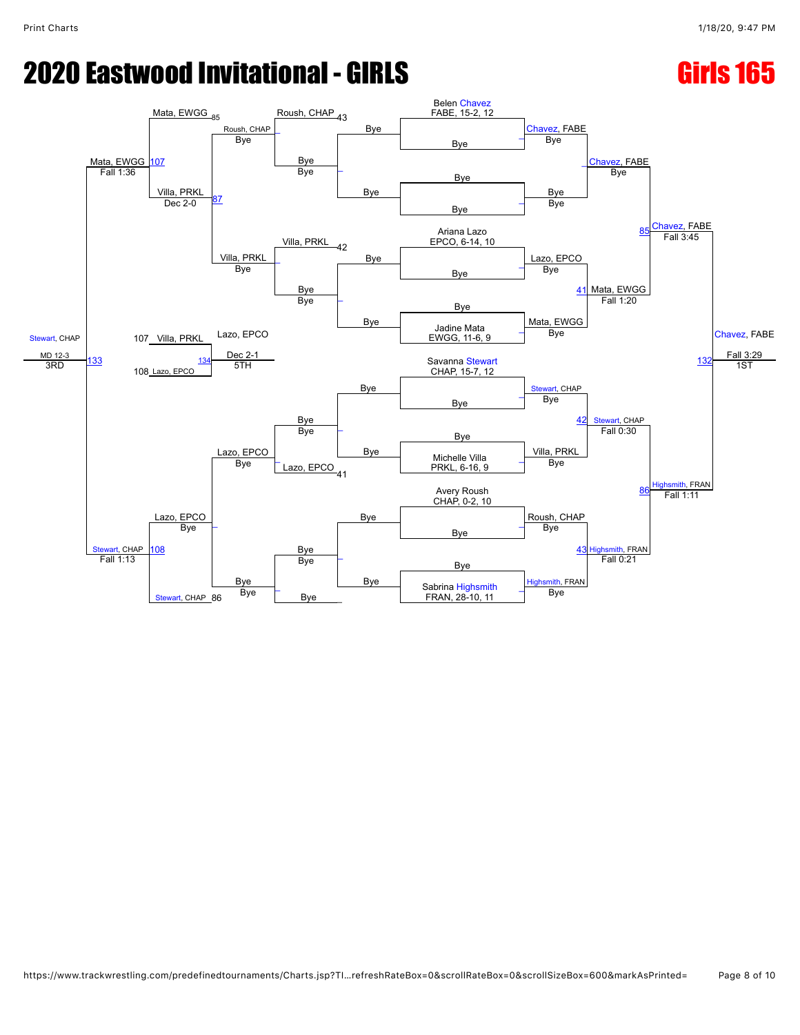# 2020 Eastwood Invitational - GIRLS

# Girls 165

**Championship Bracket**

Seeds:
- Belen Chavez, FABE, 15-2, 12
- Ariana Lazo, EPCO, 6-14, 10
- Jadine Mata, EWGG, 11-6, 9
- Savanna Stewart, CHAP, 15-7, 12
- Michelle Villa, PRKL, 6-16, 9
- Avery Roush, CHAP, 0-2, 10
- Sabrina Highsmith, FRAN, 28-10, 11

First round:
- Chavez, FABE — Bye
- Lazo, EPCO — Bye
- Mata, EWGG — Bye
- Stewart, CHAP — Bye
- Villa, PRKL — Bye
- Roush, CHAP — Bye
- Highsmith, FRAN — Bye

Quarterfinals:
- Chavez, FABE — Bye
- 41 Mata, EWGG — Fall 1:20 (over Lazo, EPCO)
- 42 Stewart, CHAP — Fall 0:30 (over Villa, PRKL)
- 43 Highsmith, FRAN — Fall 0:21 (over Roush, CHAP)

Semifinals:
- 85 Chavez, FABE — Fall 3:45 (over Mata, EWGG)
- 86 Highsmith, FRAN — Fall 1:11 (over Stewart, CHAP)

Final:
- 132 Chavez, FABE — Fall 3:29 — 1ST

**Consolation Bracket**

- 42 Villa, PRKL
- 43 Roush, CHAP
- 41 Lazo, EPCO
- Roush, CHAP — Bye
- Villa, PRKL — Bye
- Lazo, EPCO — Bye
- 85 Mata, EWGG
- 86 Stewart, CHAP
- 87 Villa, PRKL — Dec 2-0 (over Roush, CHAP)
- Lazo, EPCO — Bye
- 107 Mata, EWGG — Fall 1:36 (over Villa, PRKL)
- 108 Stewart, CHAP — Fall 1:13 (over Lazo, EPCO)
- 133 Stewart, CHAP — MD 12-3 — 3RD

5th Place:
- 107 Villa, PRKL
- 108 Lazo, EPCO
- 134 Lazo, EPCO — Dec 2-1 — 5TH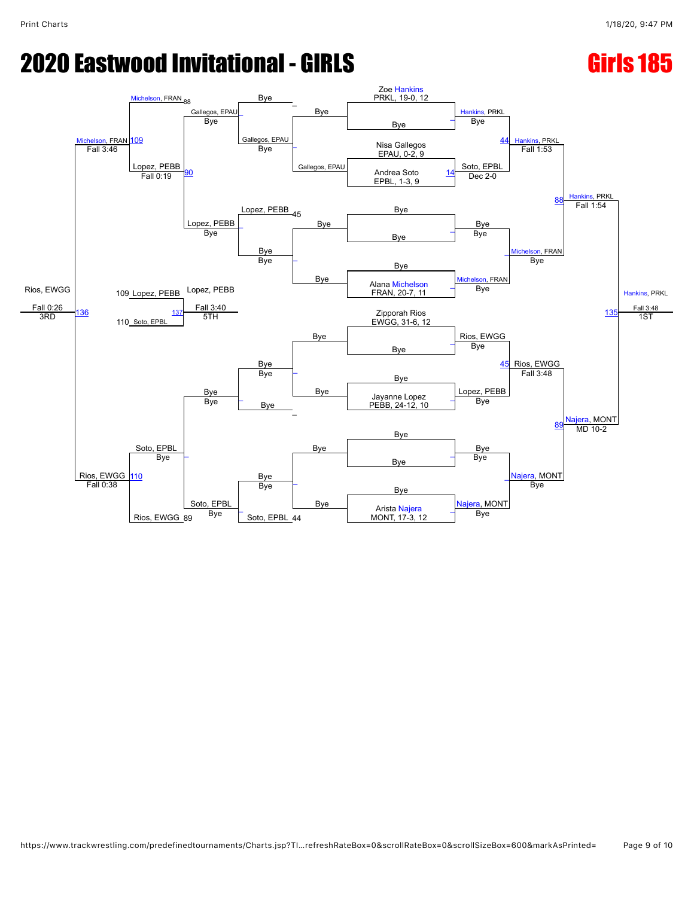# 2020 Eastwood Invitational - GIRLS

## Girls 185

### Championship Bracket

**Entrants:**
- Zoe Hankins, PRKL, 19-0, 12
- Nisa Gallegos, EPAU, 0-2, 9
- Andrea Soto, EPBL, 1-3, 9
- Alana Michelson, FRAN, 20-7, 11
- Zipporah Rios, EWGG, 31-6, 12
- Jayanne Lopez, PEBB, 24-12, 10
- Arista Najera, MONT, 17-3, 12

**First Round:**
- Hankins, PRKL — Bye
- Gallegos, EPAU vs. Soto, EPBL — Match 14: Soto, EPBL, Dec 2-0
- Michelson, FRAN — Bye
- Rios, EWGG — Bye
- Lopez, PEBB — Bye
- Najera, MONT — Bye

**Quarterfinals:**
- Match 44: Hankins, PRKL def. Soto, EPBL — Fall 1:53
- Michelson, FRAN — Bye
- Match 45: Rios, EWGG def. Lopez, PEBB — Fall 3:48
- Najera, MONT — Bye

**Semifinals:**
- Match 88: Hankins, PRKL def. Michelson, FRAN — Fall 1:54
- Match 89: Najera, MONT def. Rios, EWGG — MD 10-2

**Final:**
- Match 135: Hankins, PRKL def. Najera, MONT — Fall 3:48 — 1ST

### Consolation Bracket

- Gallegos, EPAU — Bye
- Match 90: Lopez, PEBB def. Gallegos, EPAU — Fall 0:19
- Match 45 (consolation): Lopez, PEBB — Bye
- Match 44 (consolation): Soto, EPBL — Bye
- Match 109: Michelson, FRAN def. Lopez, PEBB — Fall 3:46
- Match 110: Rios, EWGG def. Soto, EPBL — Fall 0:38
- Match 136: Rios, EWGG def. Michelson, FRAN — Fall 0:26 — 3RD
- Match 137 (5th place): Lopez, PEBB (109) def. Soto, EPBL (110) — Fall 3:40 — 5TH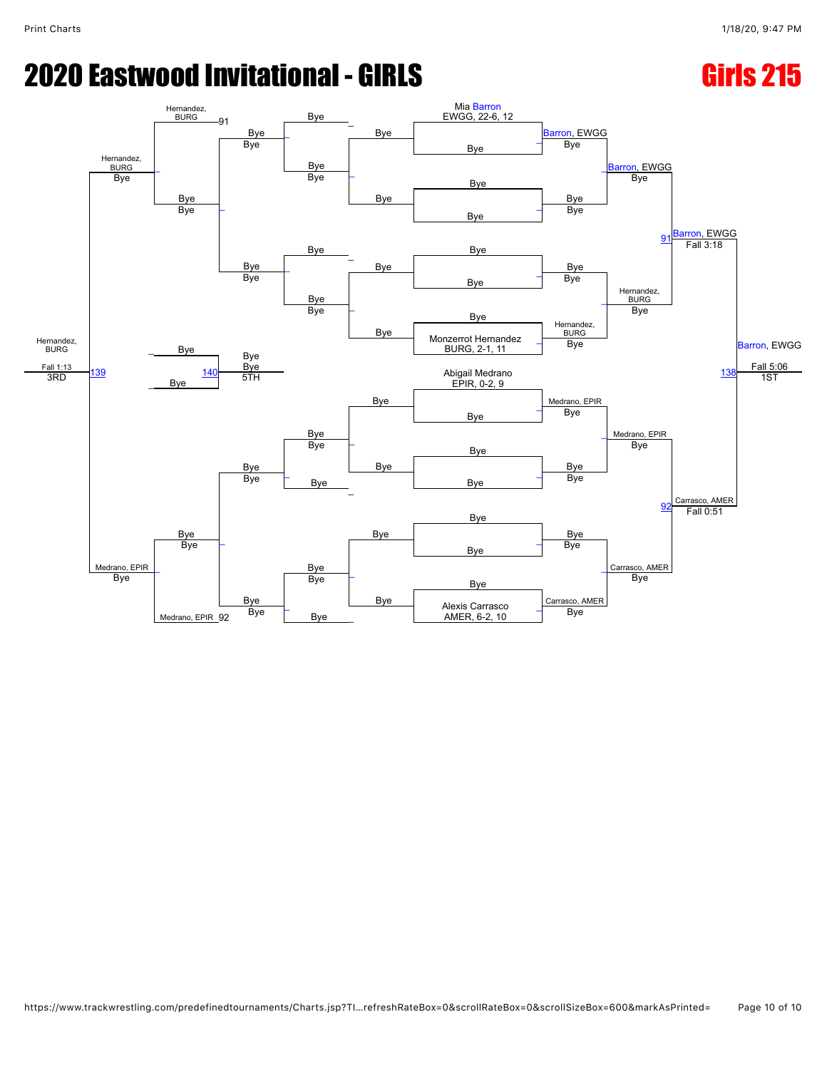# 2020 Eastwood Invitational - GIRLS

# Girls 215

Mia Barron
EWGG, 22-6, 12

Bye

Barron, EWGG
Bye

Barron, EWGG
Bye

Bye

Bye

Bye
Bye

91 Barron, EWGG
Fall 3:18

Bye

Bye

Bye
Bye

Hernandez, BURG
Bye

Bye

Monzerrot Hernandez
BURG, 2-1, 11

Hernandez, BURG
Bye

Barron, EWGG

138 Fall 5:06
1ST

Abigail Medrano
EPIR, 0-2, 9

Bye

Medrano, EPIR
Bye

Medrano, EPIR
Bye

Bye

Bye

Bye
Bye

92 Carrasco, AMER
Fall 0:51

Bye

Bye

Bye
Bye

Carrasco, AMER
Bye

Bye

Alexis Carrasco
AMER, 6-2, 10

Carrasco, AMER
Bye

Hernandez, BURG 91

Hernandez, BURG
Bye

Bye
Bye

Hernandez, BURG
Fall 1:13
139 3RD

Bye

Bye
140

Bye
Bye
5TH

Bye
Bye

Medrano, EPIR
Bye

Medrano, EPIR 92